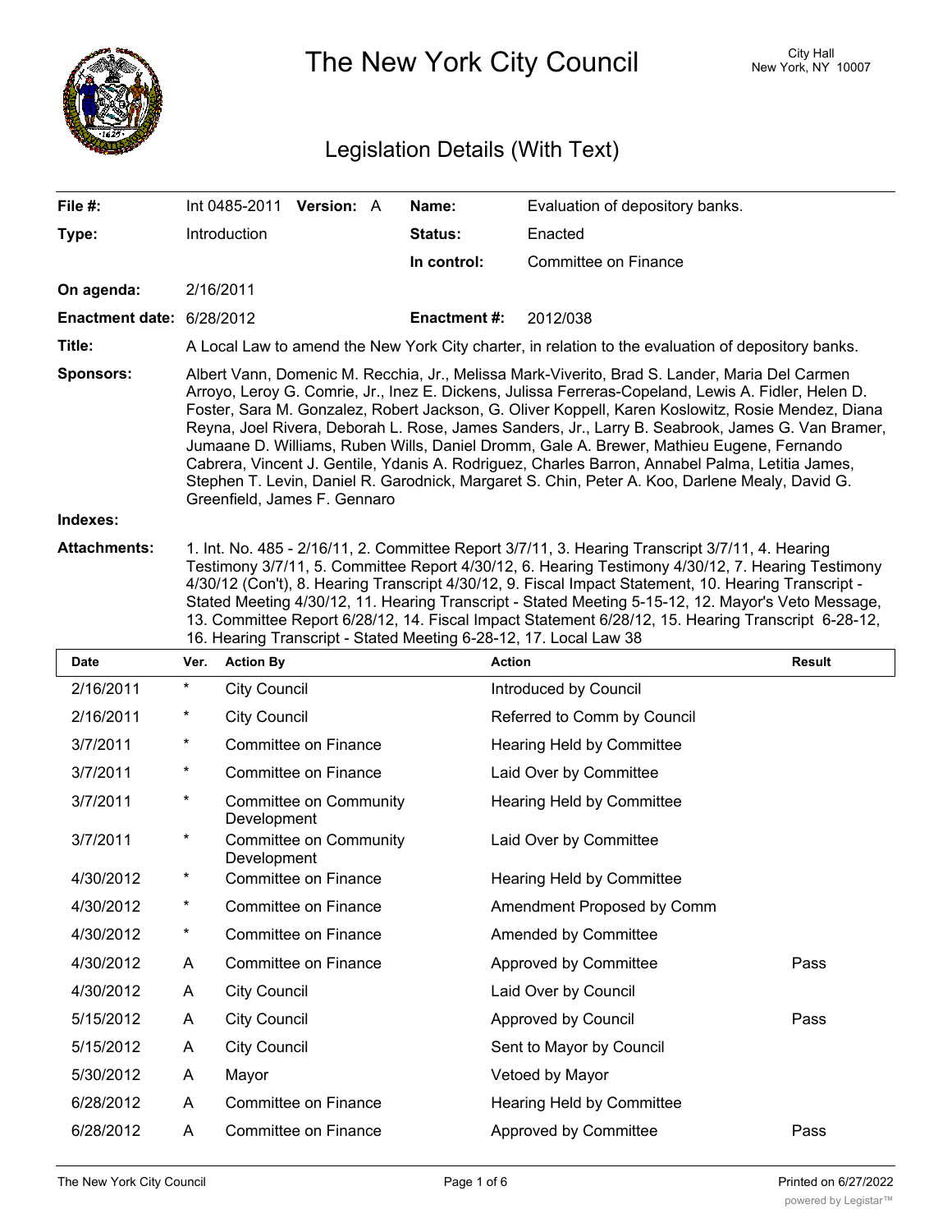# The New York City Council

City Hall
New York, NY 10007

## Legislation Details (With Text)

| | | | |
|---|---|---|---|
| **File #:** | Int 0485-2011 **Version:** A | **Name:** | Evaluation of depository banks. |
| **Type:** | Introduction | **Status:** | Enacted |
| | | **In control:** | Committee on Finance |
| **On agenda:** | 2/16/2011 | | |
| **Enactment date:** | 6/28/2012 | **Enactment #:** | 2012/038 |

**Title:** A Local Law to amend the New York City charter, in relation to the evaluation of depository banks.

**Sponsors:** Albert Vann, Domenic M. Recchia, Jr., Melissa Mark-Viverito, Brad S. Lander, Maria Del Carmen Arroyo, Leroy G. Comrie, Jr., Inez E. Dickens, Julissa Ferreras-Copeland, Lewis A. Fidler, Helen D. Foster, Sara M. Gonzalez, Robert Jackson, G. Oliver Koppell, Karen Koslowitz, Rosie Mendez, Diana Reyna, Joel Rivera, Deborah L. Rose, James Sanders, Jr., Larry B. Seabrook, James G. Van Bramer, Jumaane D. Williams, Ruben Wills, Daniel Dromm, Gale A. Brewer, Mathieu Eugene, Fernando Cabrera, Vincent J. Gentile, Ydanis A. Rodriguez, Charles Barron, Annabel Palma, Letitia James, Stephen T. Levin, Daniel R. Garodnick, Margaret S. Chin, Peter A. Koo, Darlene Mealy, David G. Greenfield, James F. Gennaro

**Indexes:**

**Attachments:** 1. Int. No. 485 - 2/16/11, 2. Committee Report 3/7/11, 3. Hearing Transcript 3/7/11, 4. Hearing Testimony 3/7/11, 5. Committee Report 4/30/12, 6. Hearing Testimony 4/30/12, 7. Hearing Testimony 4/30/12 (Con't), 8. Hearing Transcript 4/30/12, 9. Fiscal Impact Statement, 10. Hearing Transcript - Stated Meeting 4/30/12, 11. Hearing Transcript - Stated Meeting 5-15-12, 12. Mayor's Veto Message, 13. Committee Report 6/28/12, 14. Fiscal Impact Statement 6/28/12, 15. Hearing Transcript 6-28-12, 16. Hearing Transcript - Stated Meeting 6-28-12, 17. Local Law 38

| Date | Ver. | Action By | Action | Result |
|---|---|---|---|---|
| 2/16/2011 | * | City Council | Introduced by Council | |
| 2/16/2011 | * | City Council | Referred to Comm by Council | |
| 3/7/2011 | * | Committee on Finance | Hearing Held by Committee | |
| 3/7/2011 | * | Committee on Finance | Laid Over by Committee | |
| 3/7/2011 | * | Committee on Community Development | Hearing Held by Committee | |
| 3/7/2011 | * | Committee on Community Development | Laid Over by Committee | |
| 4/30/2012 | * | Committee on Finance | Hearing Held by Committee | |
| 4/30/2012 | * | Committee on Finance | Amendment Proposed by Comm | |
| 4/30/2012 | * | Committee on Finance | Amended by Committee | |
| 4/30/2012 | A | Committee on Finance | Approved by Committee | Pass |
| 4/30/2012 | A | City Council | Laid Over by Council | |
| 5/15/2012 | A | City Council | Approved by Council | Pass |
| 5/15/2012 | A | City Council | Sent to Mayor by Council | |
| 5/30/2012 | A | Mayor | Vetoed by Mayor | |
| 6/28/2012 | A | Committee on Finance | Hearing Held by Committee | |
| 6/28/2012 | A | Committee on Finance | Approved by Committee | Pass |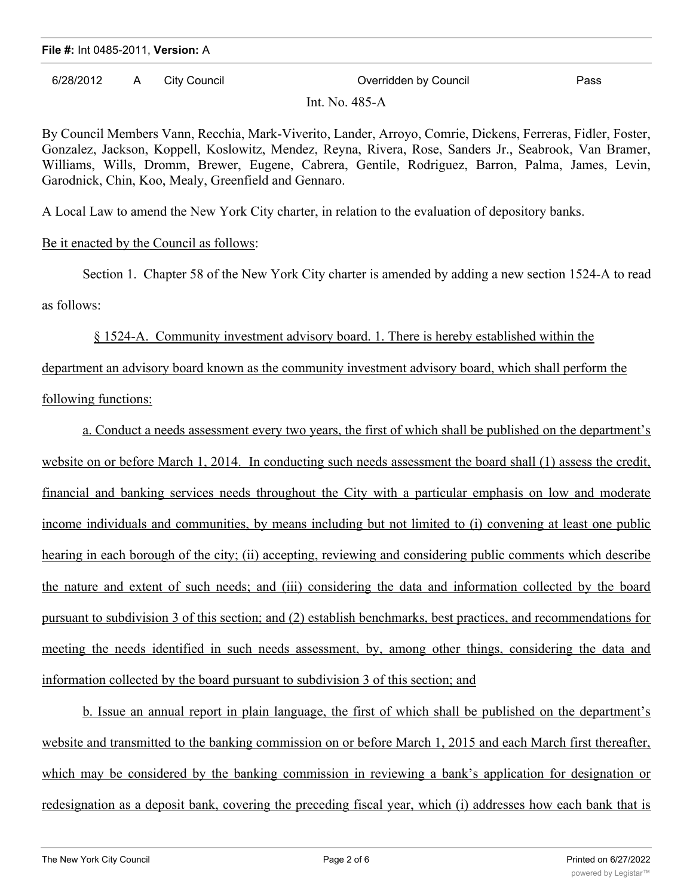**File #:** Int 0485-2011, **Version:** A

| 6/28/2012 | A | City Council | Overridden by Council | Pass |
|---|---|---|---|---|

Int. No. 485-A

By Council Members Vann, Recchia, Mark-Viverito, Lander, Arroyo, Comrie, Dickens, Ferreras, Fidler, Foster, Gonzalez, Jackson, Koppell, Koslowitz, Mendez, Reyna, Rivera, Rose, Sanders Jr., Seabrook, Van Bramer, Williams, Wills, Dromm, Brewer, Eugene, Cabrera, Gentile, Rodriguez, Barron, Palma, James, Levin, Garodnick, Chin, Koo, Mealy, Greenfield and Gennaro.

A Local Law to amend the New York City charter, in relation to the evaluation of depository banks.

Be it enacted by the Council as follows:

Section 1. Chapter 58 of the New York City charter is amended by adding a new section 1524-A to read as follows:

§ 1524-A. Community investment advisory board. 1. There is hereby established within the department an advisory board known as the community investment advisory board, which shall perform the following functions:

a. Conduct a needs assessment every two years, the first of which shall be published on the department's website on or before March 1, 2014. In conducting such needs assessment the board shall (1) assess the credit, financial and banking services needs throughout the City with a particular emphasis on low and moderate income individuals and communities, by means including but not limited to (i) convening at least one public hearing in each borough of the city; (ii) accepting, reviewing and considering public comments which describe the nature and extent of such needs; and (iii) considering the data and information collected by the board pursuant to subdivision 3 of this section; and (2) establish benchmarks, best practices, and recommendations for meeting the needs identified in such needs assessment, by, among other things, considering the data and information collected by the board pursuant to subdivision 3 of this section; and

b. Issue an annual report in plain language, the first of which shall be published on the department's website and transmitted to the banking commission on or before March 1, 2015 and each March first thereafter, which may be considered by the banking commission in reviewing a bank's application for designation or redesignation as a deposit bank, covering the preceding fiscal year, which (i) addresses how each bank that is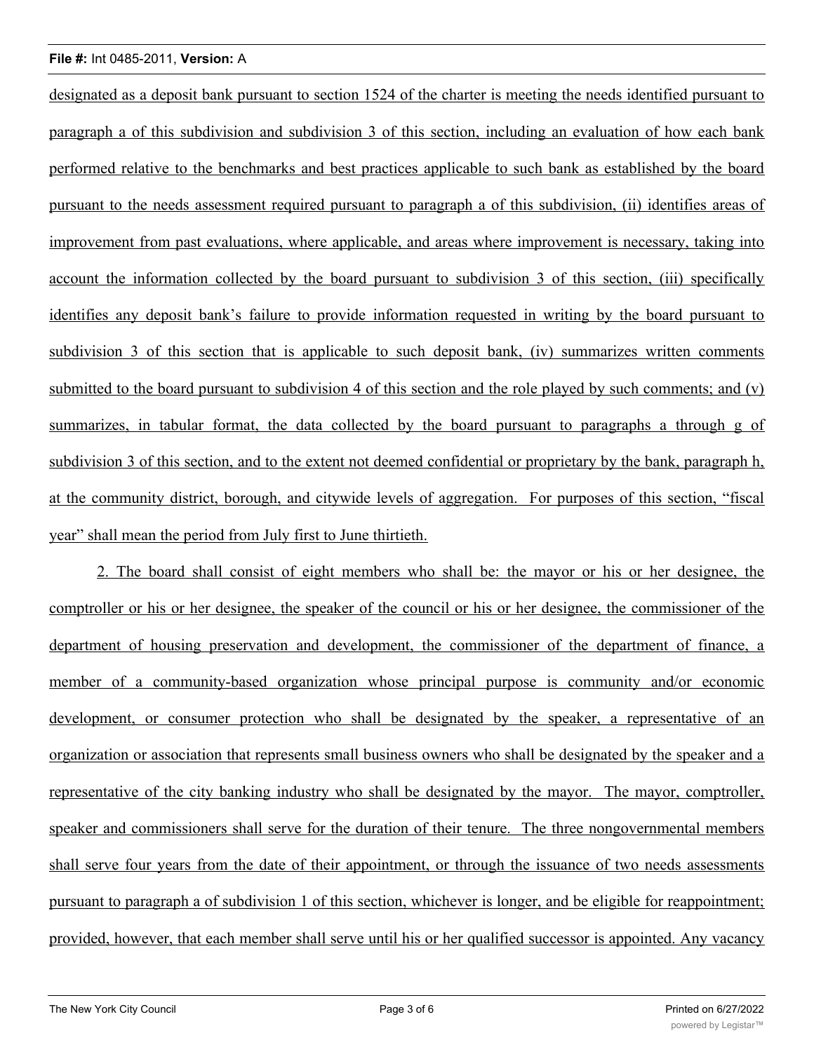designated as a deposit bank pursuant to section 1524 of the charter is meeting the needs identified pursuant to paragraph a of this subdivision and subdivision 3 of this section, including an evaluation of how each bank performed relative to the benchmarks and best practices applicable to such bank as established by the board pursuant to the needs assessment required pursuant to paragraph a of this subdivision, (ii) identifies areas of improvement from past evaluations, where applicable, and areas where improvement is necessary, taking into account the information collected by the board pursuant to subdivision 3 of this section, (iii) specifically identifies any deposit bank's failure to provide information requested in writing by the board pursuant to subdivision 3 of this section that is applicable to such deposit bank, (iv) summarizes written comments submitted to the board pursuant to subdivision 4 of this section and the role played by such comments; and (v) summarizes, in tabular format, the data collected by the board pursuant to paragraphs a through g of subdivision 3 of this section, and to the extent not deemed confidential or proprietary by the bank, paragraph h, at the community district, borough, and citywide levels of aggregation. For purposes of this section, "fiscal year" shall mean the period from July first to June thirtieth.

2. The board shall consist of eight members who shall be: the mayor or his or her designee, the comptroller or his or her designee, the speaker of the council or his or her designee, the commissioner of the department of housing preservation and development, the commissioner of the department of finance, a member of a community-based organization whose principal purpose is community and/or economic development, or consumer protection who shall be designated by the speaker, a representative of an organization or association that represents small business owners who shall be designated by the speaker and a representative of the city banking industry who shall be designated by the mayor. The mayor, comptroller, speaker and commissioners shall serve for the duration of their tenure. The three nongovernmental members shall serve four years from the date of their appointment, or through the issuance of two needs assessments pursuant to paragraph a of subdivision 1 of this section, whichever is longer, and be eligible for reappointment; provided, however, that each member shall serve until his or her qualified successor is appointed. Any vacancy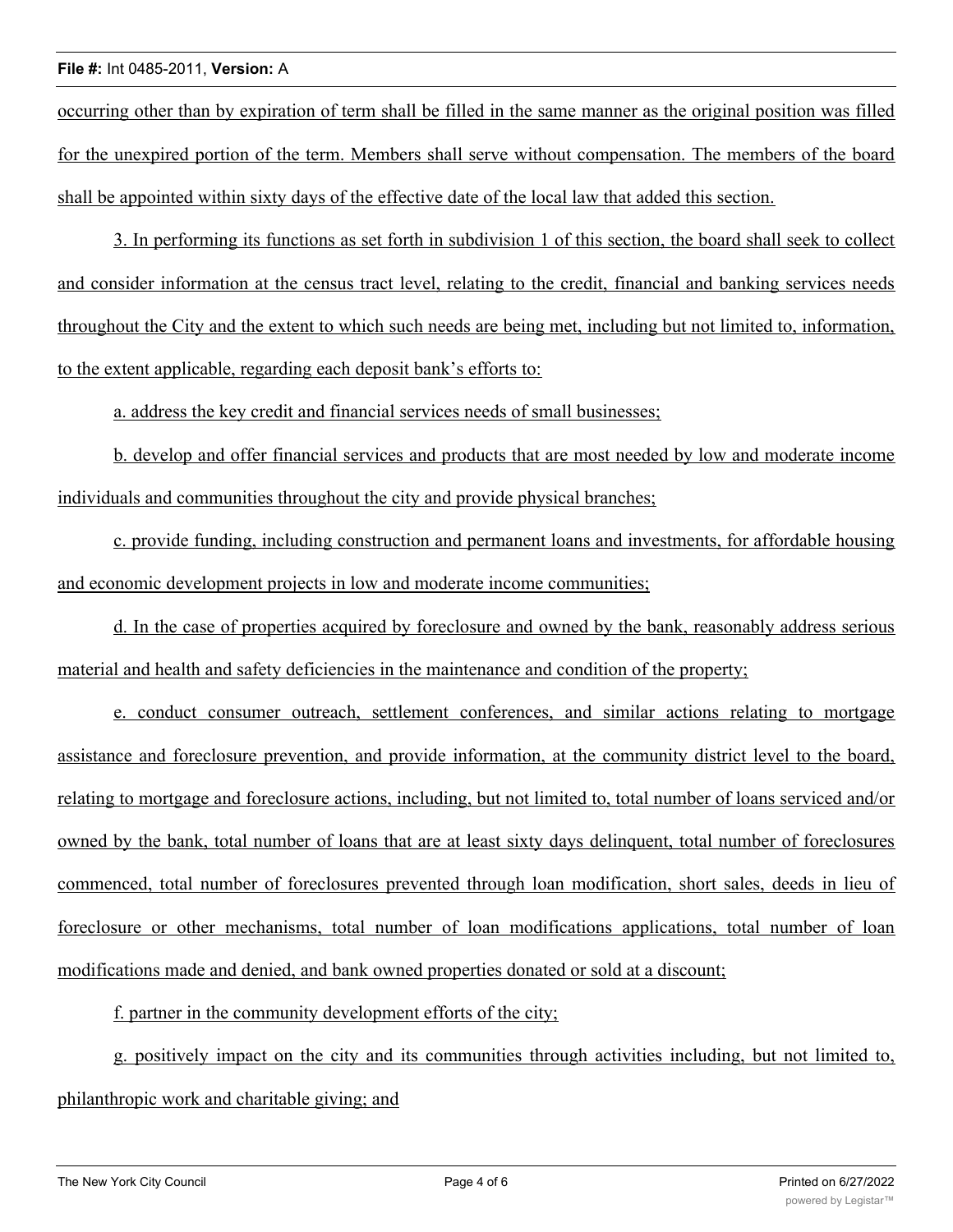occurring other than by expiration of term shall be filled in the same manner as the original position was filled for the unexpired portion of the term. Members shall serve without compensation. The members of the board shall be appointed within sixty days of the effective date of the local law that added this section.

3. In performing its functions as set forth in subdivision 1 of this section, the board shall seek to collect and consider information at the census tract level, relating to the credit, financial and banking services needs throughout the City and the extent to which such needs are being met, including but not limited to, information, to the extent applicable, regarding each deposit bank's efforts to:

a. address the key credit and financial services needs of small businesses;

b. develop and offer financial services and products that are most needed by low and moderate income individuals and communities throughout the city and provide physical branches;

c. provide funding, including construction and permanent loans and investments, for affordable housing and economic development projects in low and moderate income communities;

d. In the case of properties acquired by foreclosure and owned by the bank, reasonably address serious material and health and safety deficiencies in the maintenance and condition of the property;

e. conduct consumer outreach, settlement conferences, and similar actions relating to mortgage assistance and foreclosure prevention, and provide information, at the community district level to the board, relating to mortgage and foreclosure actions, including, but not limited to, total number of loans serviced and/or owned by the bank, total number of loans that are at least sixty days delinquent, total number of foreclosures commenced, total number of foreclosures prevented through loan modification, short sales, deeds in lieu of foreclosure or other mechanisms, total number of loan modifications applications, total number of loan modifications made and denied, and bank owned properties donated or sold at a discount;

f. partner in the community development efforts of the city;

g. positively impact on the city and its communities through activities including, but not limited to, philanthropic work and charitable giving; and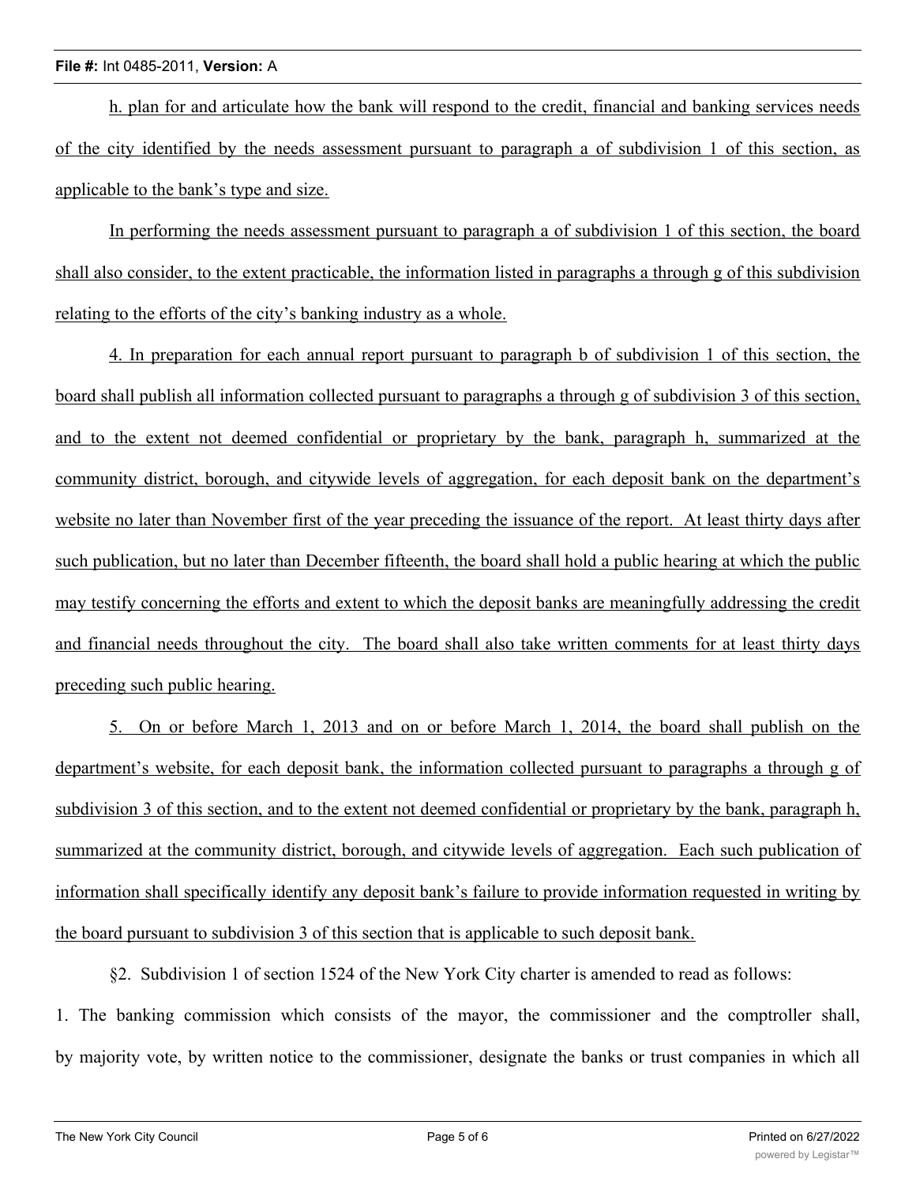h. plan for and articulate how the bank will respond to the credit, financial and banking services needs of the city identified by the needs assessment pursuant to paragraph a of subdivision 1 of this section, as applicable to the bank's type and size.

In performing the needs assessment pursuant to paragraph a of subdivision 1 of this section, the board shall also consider, to the extent practicable, the information listed in paragraphs a through g of this subdivision relating to the efforts of the city's banking industry as a whole.

4. In preparation for each annual report pursuant to paragraph b of subdivision 1 of this section, the board shall publish all information collected pursuant to paragraphs a through g of subdivision 3 of this section, and to the extent not deemed confidential or proprietary by the bank, paragraph h, summarized at the community district, borough, and citywide levels of aggregation, for each deposit bank on the department's website no later than November first of the year preceding the issuance of the report. At least thirty days after such publication, but no later than December fifteenth, the board shall hold a public hearing at which the public may testify concerning the efforts and extent to which the deposit banks are meaningfully addressing the credit and financial needs throughout the city. The board shall also take written comments for at least thirty days preceding such public hearing.

5. On or before March 1, 2013 and on or before March 1, 2014, the board shall publish on the department's website, for each deposit bank, the information collected pursuant to paragraphs a through g of subdivision 3 of this section, and to the extent not deemed confidential or proprietary by the bank, paragraph h, summarized at the community district, borough, and citywide levels of aggregation. Each such publication of information shall specifically identify any deposit bank's failure to provide information requested in writing by the board pursuant to subdivision 3 of this section that is applicable to such deposit bank.

§2. Subdivision 1 of section 1524 of the New York City charter is amended to read as follows:

1. The banking commission which consists of the mayor, the commissioner and the comptroller shall, by majority vote, by written notice to the commissioner, designate the banks or trust companies in which all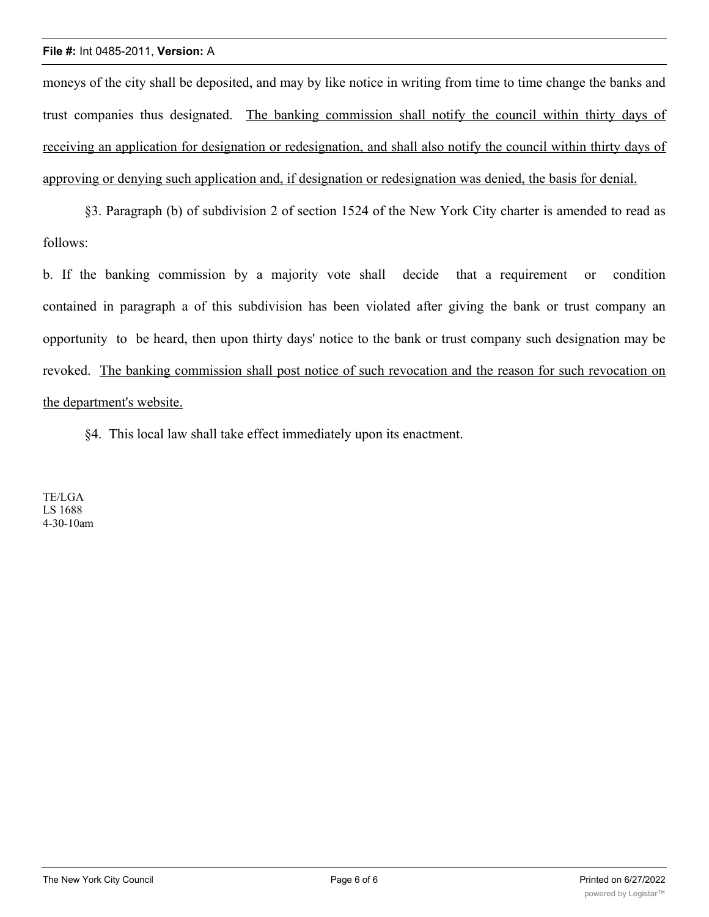moneys of the city shall be deposited, and may by like notice in writing from time to time change the banks and trust companies thus designated. <u>The banking commission shall notify the council within thirty days of receiving an application for designation or redesignation, and shall also notify the council within thirty days of approving or denying such application and, if designation or redesignation was denied, the basis for denial.</u>

§3. Paragraph (b) of subdivision 2 of section 1524 of the New York City charter is amended to read as follows:

b. If the banking commission by a majority vote shall decide that a requirement or condition contained in paragraph a of this subdivision has been violated after giving the bank or trust company an opportunity to be heard, then upon thirty days' notice to the bank or trust company such designation may be revoked. <u>The banking commission shall post notice of such revocation and the reason for such revocation on the department's website.</u>

§4. This local law shall take effect immediately upon its enactment.

TE/LGA
LS 1688
4-30-10am